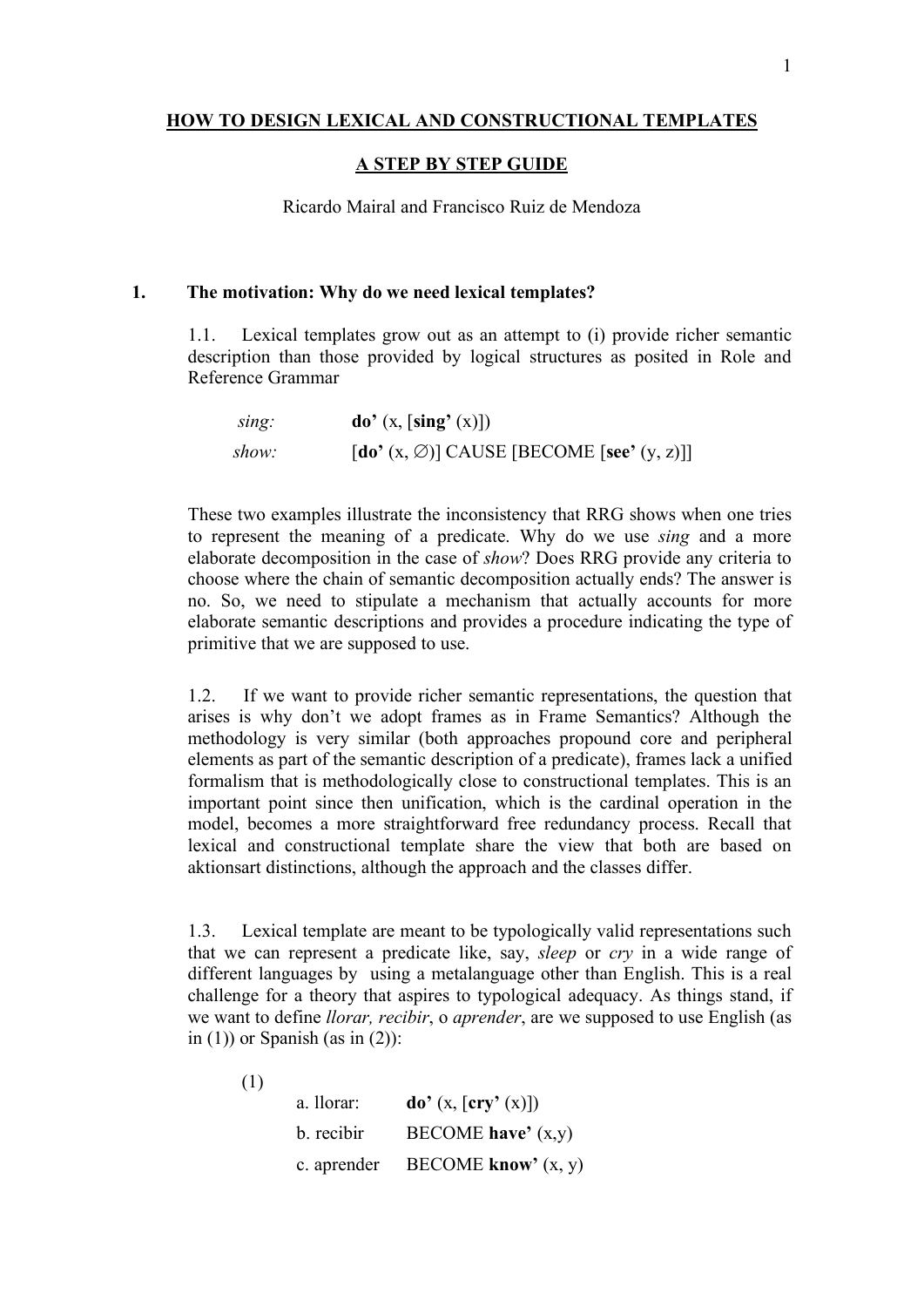# HOW TO DESIGN LEXICAL AND CONSTRUCTIONAL TEMPLATES

## A STEP BY STEP GUIDE

Ricardo Mairal and Francisco Ruiz de Mendoza

## 1. The motivation: Why do we need lexical templates?

1.1. Lexical templates grow out as an attempt to (i) provide richer semantic description than those provided by logical structures as posited in Role and Reference Grammar

| | |
|---|---|
| *sing:* | **do'** (x, [**sing'** (x)]) |
| *show:* | [**do'** (x, ∅)] CAUSE [BECOME [**see'** (y, z)]] |

These two examples illustrate the inconsistency that RRG shows when one tries to represent the meaning of a predicate. Why do we use *sing* and a more elaborate decomposition in the case of *show*? Does RRG provide any criteria to choose where the chain of semantic decomposition actually ends? The answer is no. So, we need to stipulate a mechanism that actually accounts for more elaborate semantic descriptions and provides a procedure indicating the type of primitive that we are supposed to use.

1.2. If we want to provide richer semantic representations, the question that arises is why don't we adopt frames as in Frame Semantics? Although the methodology is very similar (both approaches propound core and peripheral elements as part of the semantic description of a predicate), frames lack a unified formalism that is methodologically close to constructional templates. This is an important point since then unification, which is the cardinal operation in the model, becomes a more straightforward free redundancy process. Recall that lexical and constructional template share the view that both are based on aktionsart distinctions, although the approach and the classes differ.

1.3. Lexical template are meant to be typologically valid representations such that we can represent a predicate like, say, *sleep* or *cry* in a wide range of different languages by using a metalanguage other than English. This is a real challenge for a theory that aspires to typological adequacy. As things stand, if we want to define *llorar, recibir*, o *aprender*, are we supposed to use English (as in (1)) or Spanish (as in (2)):

(1)

| | |
|---|---|
| a. llorar: | **do'** (x, [**cry'** (x)]) |
| b. recibir | BECOME **have'** (x,y) |
| c. aprender | BECOME **know'** (x, y) |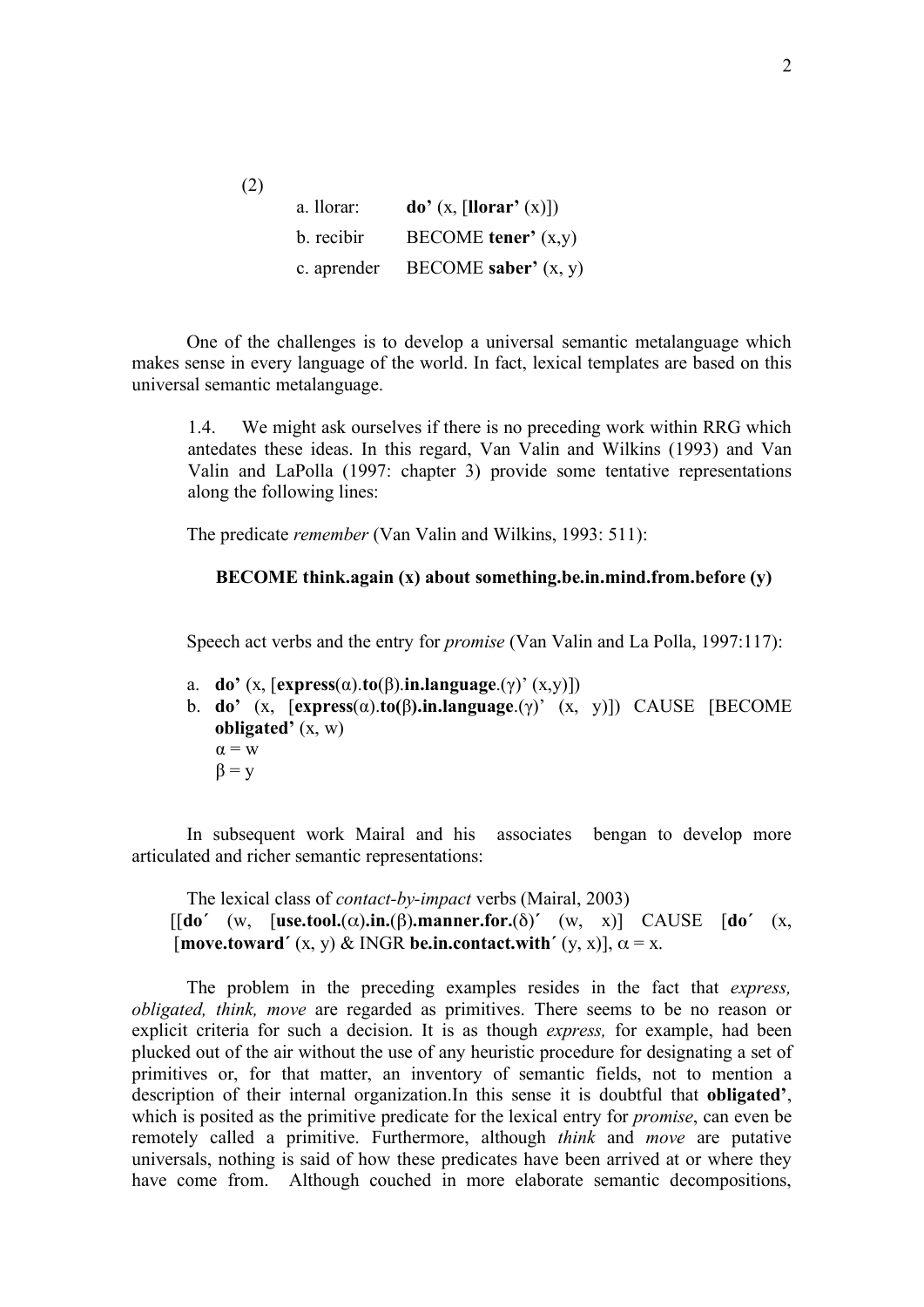(2)

a. llorar: **do’** (x, [**llorar’** (x)])

b. recibir BECOME **tener’** (x,y)

c. aprender BECOME **saber’** (x, y)

One of the challenges is to develop a universal semantic metalanguage which makes sense in every language of the world. In fact, lexical templates are based on this universal semantic metalanguage.

> 1.4. We might ask ourselves if there is no preceding work within RRG which antedates these ideas. In this regard, Van Valin and Wilkins (1993) and Van Valin and LaPolla (1997: chapter 3) provide some tentative representations along the following lines:
>
> The predicate *remember* (Van Valin and Wilkins, 1993: 511):
>
> **BECOME think.again (x) about something.be.in.mind.from.before (y)**
>
> Speech act verbs and the entry for *promise* (Van Valin and La Polla, 1997:117):
>
> a. **do’** (x, [**express**(α).**to**(β).**in.language**.(γ)’ (x,y)])
>
> b. **do’** (x, [**express**(α).**to**(β)**.in.language**.(γ)’ (x, y)]) CAUSE [BECOME **obligated’** (x, w)
>
> α = w
>
> β = y

In subsequent work Mairal and his associates bengan to develop more articulated and richer semantic representations:

> The lexical class of *contact-by-impact* verbs (Mairal, 2003)
>
> [[**do´** (w, [**use.tool.**(α)**.in.**(β)**.manner.for.**(δ)´ (w, x)] CAUSE [**do´** (x, [**move.toward´** (x, y) & INGR **be.in.contact.with´** (y, x)], α = x.

The problem in the preceding examples resides in the fact that *express, obligated, think, move* are regarded as primitives. There seems to be no reason or explicit criteria for such a decision. It is as though *express,* for example, had been plucked out of the air without the use of any heuristic procedure for designating a set of primitives or, for that matter, an inventory of semantic fields, not to mention a description of their internal organization.In this sense it is doubtful that **obligated’**, which is posited as the primitive predicate for the lexical entry for *promise*, can even be remotely called a primitive. Furthermore, although *think* and *move* are putative universals, nothing is said of how these predicates have been arrived at or where they have come from. Although couched in more elaborate semantic decompositions,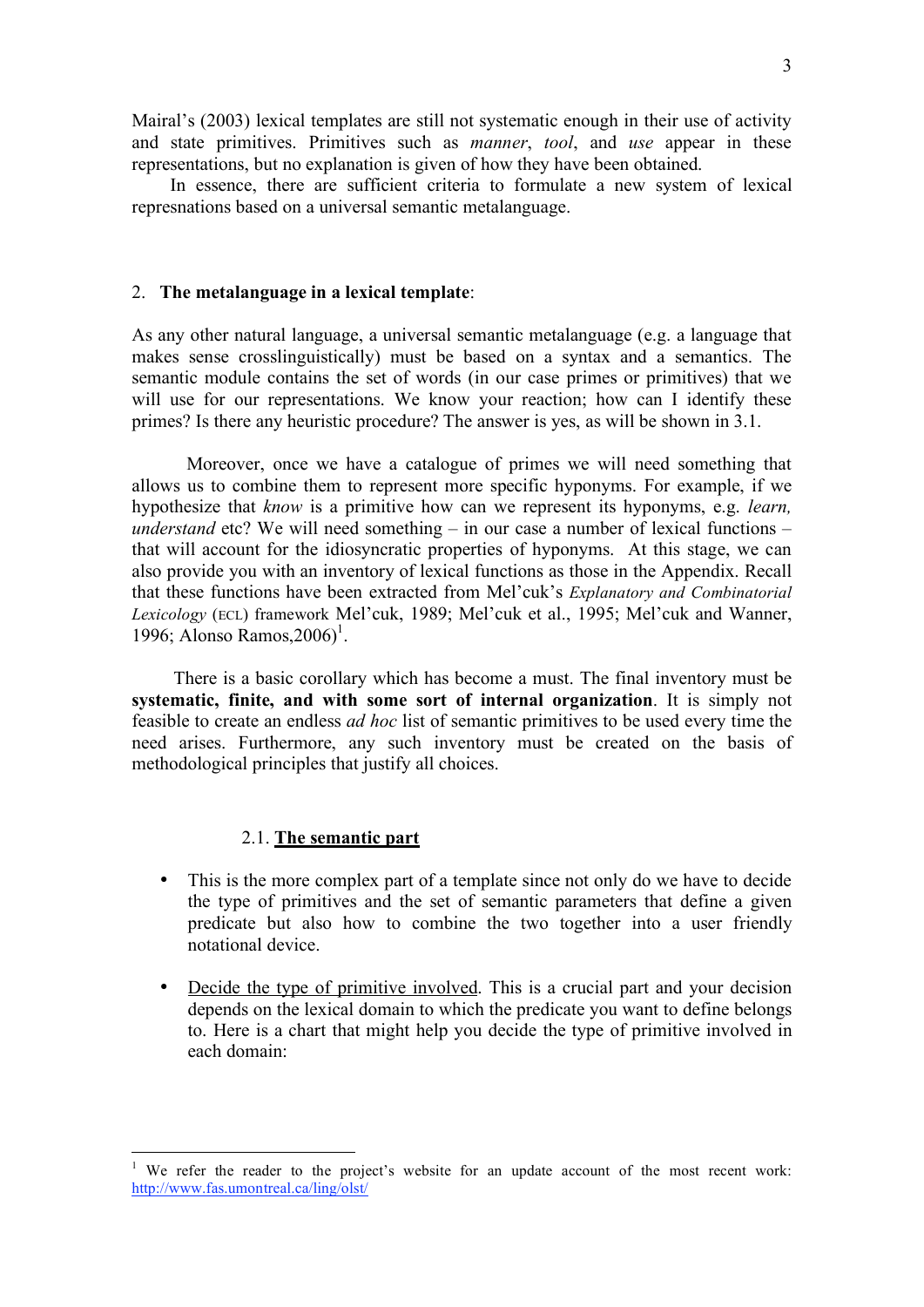Mairal's (2003) lexical templates are still not systematic enough in their use of activity and state primitives. Primitives such as *manner*, *tool*, and *use* appear in these representations, but no explanation is given of how they have been obtained.

In essence, there are sufficient criteria to formulate a new system of lexical represnations based on a universal semantic metalanguage.

## 2. **The metalanguage in a lexical template**:

As any other natural language, a universal semantic metalanguage (e.g. a language that makes sense crosslinguistically) must be based on a syntax and a semantics. The semantic module contains the set of words (in our case primes or primitives) that we will use for our representations. We know your reaction; how can I identify these primes? Is there any heuristic procedure? The answer is yes, as will be shown in 3.1.

Moreover, once we have a catalogue of primes we will need something that allows us to combine them to represent more specific hyponyms. For example, if we hypothesize that *know* is a primitive how can we represent its hyponyms, e.g. *learn, understand* etc? We will need something – in our case a number of lexical functions – that will account for the idiosyncratic properties of hyponyms. At this stage, we can also provide you with an inventory of lexical functions as those in the Appendix. Recall that these functions have been extracted from Mel'cuk's *Explanatory and Combinatorial Lexicology* (ECL) framework Mel'cuk, 1989; Mel'cuk et al., 1995; Mel'cuk and Wanner, 1996; Alonso Ramos,2006)[1].

There is a basic corollary which has become a must. The final inventory must be **systematic, finite, and with some sort of internal organization**. It is simply not feasible to create an endless *ad hoc* list of semantic primitives to be used every time the need arises. Furthermore, any such inventory must be created on the basis of methodological principles that justify all choices.

### 2.1. **The semantic part**

- This is the more complex part of a template since not only do we have to decide the type of primitives and the set of semantic parameters that define a given predicate but also how to combine the two together into a user friendly notational device.
- Decide the type of primitive involved. This is a crucial part and your decision depends on the lexical domain to which the predicate you want to define belongs to. Here is a chart that might help you decide the type of primitive involved in each domain:

---

[1] We refer the reader to the project's website for an update account of the most recent work: http://www.fas.umontreal.ca/ling/olst/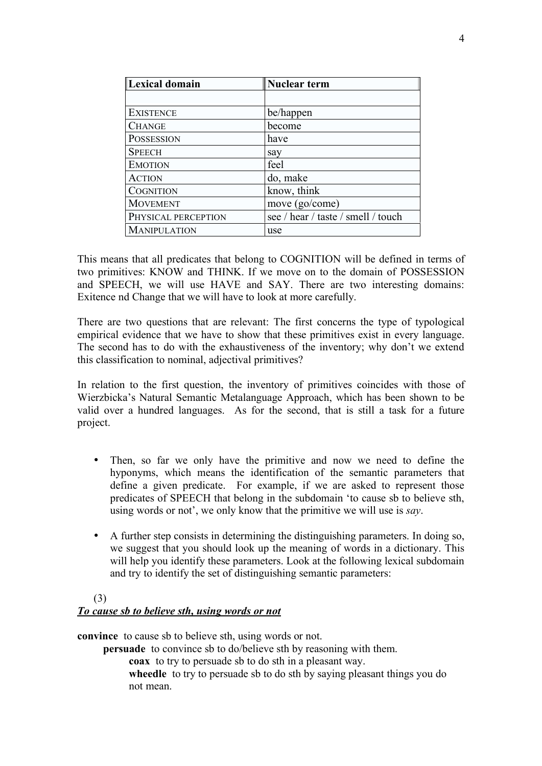| Lexical domain | Nuclear term |
| --- | --- |
| | |
| EXISTENCE | be/happen |
| CHANGE | become |
| POSSESSION | have |
| SPEECH | say |
| EMOTION | feel |
| ACTION | do, make |
| COGNITION | know, think |
| MOVEMENT | move (go/come) |
| PHYSICAL PERCEPTION | see / hear / taste / smell / touch |
| MANIPULATION | use |

This means that all predicates that belong to COGNITION will be defined in terms of two primitives: KNOW and THINK. If we move on to the domain of POSSESSION and SPEECH, we will use HAVE and SAY. There are two interesting domains: Exitence nd Change that we will have to look at more carefully.

There are two questions that are relevant: The first concerns the type of typological empirical evidence that we have to show that these primitives exist in every language. The second has to do with the exhaustiveness of the inventory; why don't we extend this classification to nominal, adjectival primitives?

In relation to the first question, the inventory of primitives coincides with those of Wierzbicka's Natural Semantic Metalanguage Approach, which has been shown to be valid over a hundred languages. As for the second, that is still a task for a future project.

- Then, so far we only have the primitive and now we need to define the hyponyms, which means the identification of the semantic parameters that define a given predicate. For example, if we are asked to represent those predicates of SPEECH that belong in the subdomain 'to cause sb to believe sth, using words or not', we only know that the primitive we will use is *say*.

- A further step consists in determining the distinguishing parameters. In doing so, we suggest that you should look up the meaning of words in a dictionary. This will help you identify these parameters. Look at the following lexical subdomain and try to identify the set of distinguishing semantic parameters:

(3)

***To cause sb to believe sth, using words or not***

**convince** to cause sb to believe sth, using words or not.

  **persuade** to convince sb to do/believe sth by reasoning with them.

    **coax** to try to persuade sb to do sth in a pleasant way.

    **wheedle** to try to persuade sb to do sth by saying pleasant things you do not mean.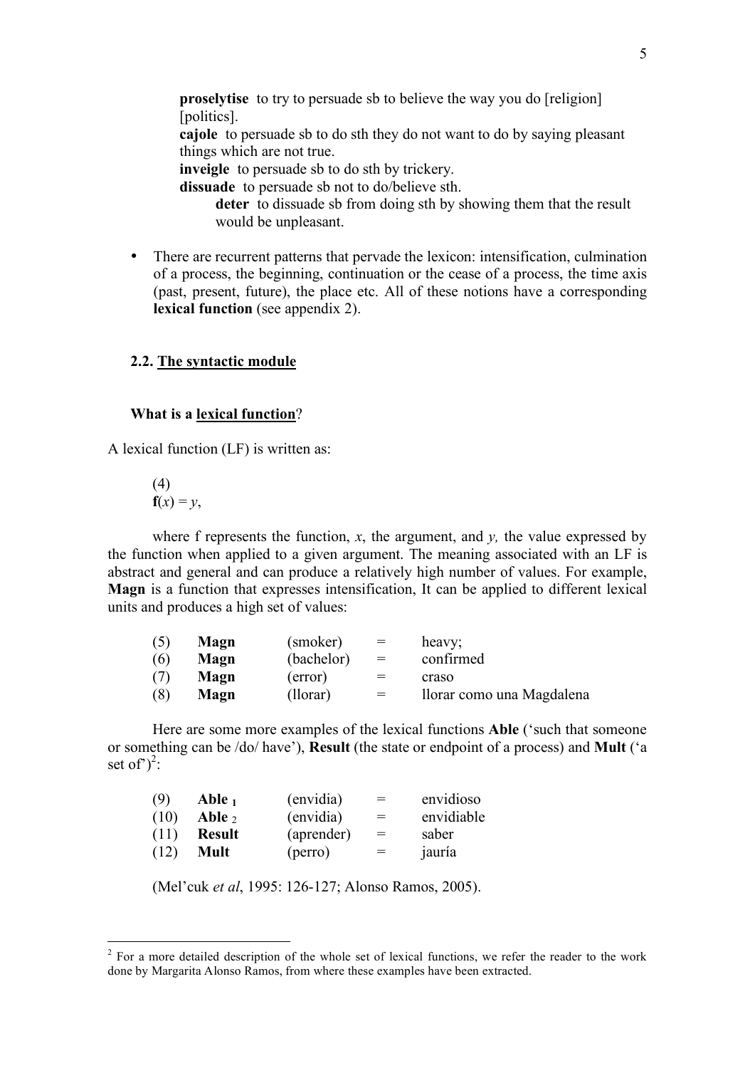**proselytise** to try to persuade sb to believe the way you do [religion] [politics].
**cajole** to persuade sb to do sth they do not want to do by saying pleasant things which are not true.
**inveigle** to persuade sb to do sth by trickery.
**dissuade** to persuade sb not to do/believe sth.
  **deter** to dissuade sb from doing sth by showing them that the result would be unpleasant.

- There are recurrent patterns that pervade the lexicon: intensification, culmination of a process, the beginning, continuation or the cease of a process, the time axis (past, present, future), the place etc. All of these notions have a corresponding **lexical function** (see appendix 2).

### 2.2. The syntactic module

#### What is a lexical function?

A lexical function (LF) is written as:

(4)
$\mathbf{f}(x) = y$,

where f represents the function, $x$, the argument, and $y$, the value expressed by the function when applied to a given argument. The meaning associated with an LF is abstract and general and can produce a relatively high number of values. For example, **Magn** is a function that expresses intensification, It can be applied to different lexical units and produces a high set of values:

| | | | | |
|---|---|---|---|---|
| (5) | **Magn** | (smoker) | = | heavy; |
| (6) | **Magn** | (bachelor) | = | confirmed |
| (7) | **Magn** | (error) | = | craso |
| (8) | **Magn** | (llorar) | = | llorar como una Magdalena |

Here are some more examples of the lexical functions **Able** ('such that someone or something can be /do/ have'), **Result** (the state or endpoint of a process) and **Mult** ('a set of')[2]:

| | | | | |
|---|---|---|---|---|
| (9) | $\mathbf{Able}_1$ | (envidia) | = | envidioso |
| (10) | $\mathbf{Able}_2$ | (envidia) | = | envidiable |
| (11) | **Result** | (aprender) | = | saber |
| (12) | **Mult** | (perro) | = | jauría |

(Mel'cuk *et al*, 1995: 126-127; Alonso Ramos, 2005).

---

[2] For a more detailed description of the whole set of lexical functions, we refer the reader to the work done by Margarita Alonso Ramos, from where these examples have been extracted.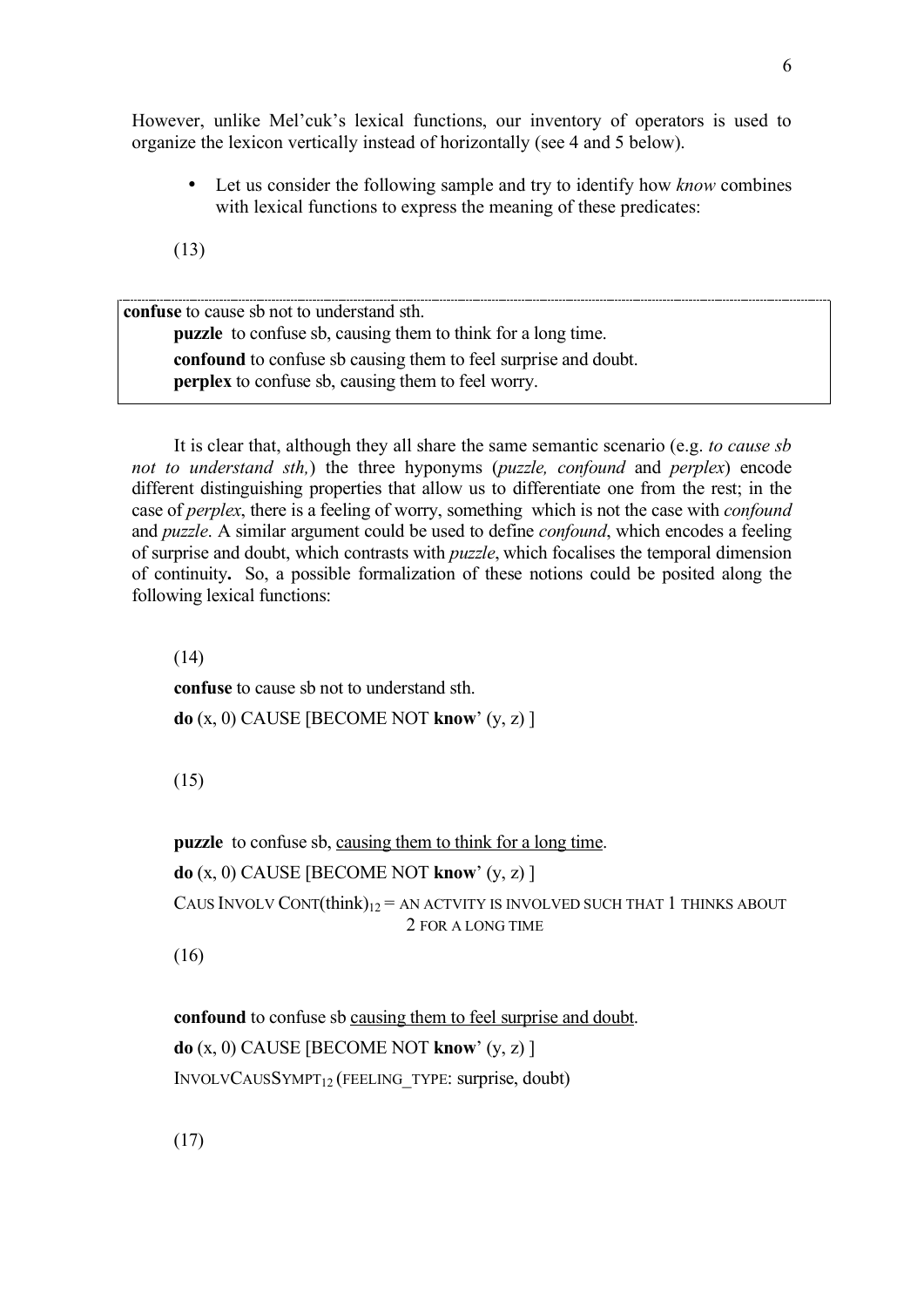However, unlike Mel'cuk's lexical functions, our inventory of operators is used to organize the lexicon vertically instead of horizontally (see 4 and 5 below).

- Let us consider the following sample and try to identify how *know* combines with lexical functions to express the meaning of these predicates:

(13)

**confuse** to cause sb not to understand sth.
**puzzle** to confuse sb, causing them to think for a long time.
**confound** to confuse sb causing them to feel surprise and doubt.
**perplex** to confuse sb, causing them to feel worry.

It is clear that, although they all share the same semantic scenario (e.g. *to cause sb not to understand sth,*) the three hyponyms (*puzzle, confound* and *perplex*) encode different distinguishing properties that allow us to differentiate one from the rest; in the case of *perplex*, there is a feeling of worry, something which is not the case with *confound* and *puzzle*. A similar argument could be used to define *confound*, which encodes a feeling of surprise and doubt, which contrasts with *puzzle*, which focalises the temporal dimension of continuity**.** So, a possible formalization of these notions could be posited along the following lexical functions:

(14)

**confuse** to cause sb not to understand sth.

**do** (x, 0) CAUSE [BECOME NOT **know**' (y, z) ]

(15)

**puzzle** to confuse sb, causing them to think for a long time.

**do** (x, 0) CAUSE [BECOME NOT **know**' (y, z) ]

CAUS INVOLV CONT(think)$_{12}$ = AN ACTVITY IS INVOLVED SUCH THAT 1 THINKS ABOUT 2 FOR A LONG TIME

(16)

**confound** to confuse sb causing them to feel surprise and doubt.

**do** (x, 0) CAUSE [BECOME NOT **know**' (y, z) ]

INVOLVCAUSSYMPT$_{12}$ (FEELING_TYPE: surprise, doubt)

(17)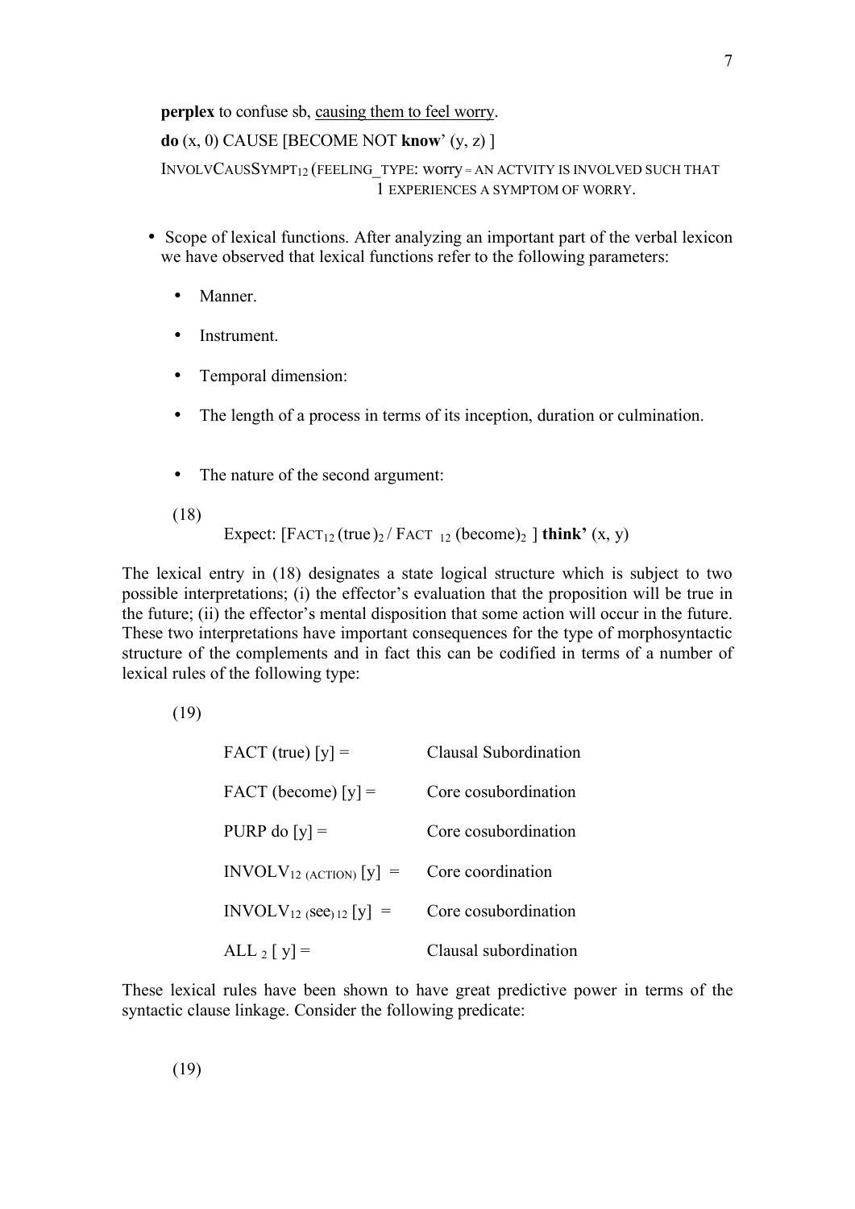**perplex** to confuse sb, causing them to feel worry.

**do** (x, 0) CAUSE [BECOME NOT **know**' (y, z) ]

INVOLVCAUSSYMPT$_{12}$ (FEELING_TYPE: worry = AN ACTVITY IS INVOLVED SUCH THAT 1 EXPERIENCES A SYMPTOM OF WORRY.

- Scope of lexical functions. After analyzing an important part of the verbal lexicon we have observed that lexical functions refer to the following parameters:
  - Manner.
  - Instrument.
  - Temporal dimension:
  - The length of a process in terms of its inception, duration or culmination.
  - The nature of the second argument:

(18)

Expect: [FACT$_{12}$ (true)$_2$ / FACT $_{12}$ (become)$_2$ ] **think'** (x, y)

The lexical entry in (18) designates a state logical structure which is subject to two possible interpretations; (i) the effector's evaluation that the proposition will be true in the future; (ii) the effector's mental disposition that some action will occur in the future. These two interpretations have important consequences for the type of morphosyntactic structure of the complements and in fact this can be codified in terms of a number of lexical rules of the following type:

(19)

| | |
|---|---|
| FACT (true) [y] = | Clausal Subordination |
| FACT (become) [y] = | Core cosubordination |
| PURP do [y] = | Core cosubordination |
| INVOLV$_{12\ (ACTION)}$ [y] = | Core coordination |
| INVOLV$_{12}$ (see)$_{12}$ [y] = | Core cosubordination |
| ALL $_2$ [ y] = | Clausal subordination |

These lexical rules have been shown to have great predictive power in terms of the syntactic clause linkage. Consider the following predicate:

(19)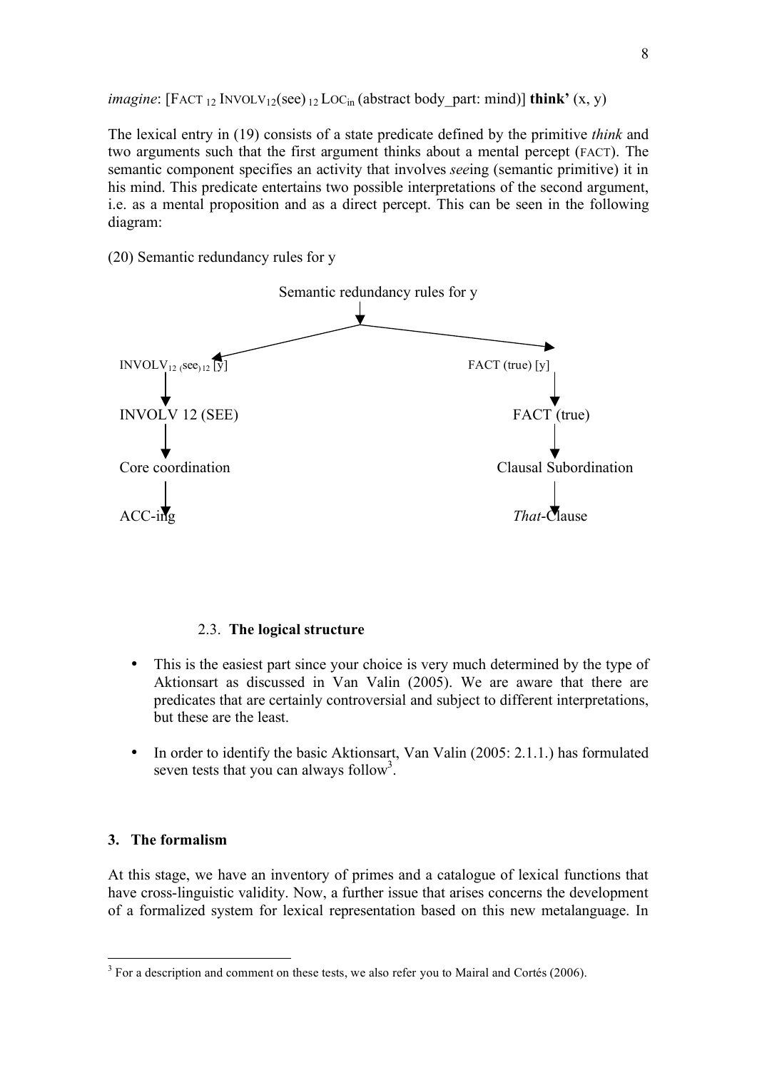*imagine*: [FACT $_{12}$ INVOLV$_{12}$(see) $_{12}$ LOC$_{in}$ (abstract body_part: mind)] **think'** (x, y)

The lexical entry in (19) consists of a state predicate defined by the primitive *think* and two arguments such that the first argument thinks about a mental percept (FACT). The semantic component specifies an activity that involves *see*ing (semantic primitive) it in his mind. This predicate entertains two possible interpretations of the second argument, i.e. as a mental proposition and as a direct percept. This can be seen in the following diagram:

(20) Semantic redundancy rules for y

Semantic redundancy rules for y

| | |
|---|---|
| INVOLV$_{12}$ (see)$_{12}$ [y] | FACT (true) [y] |
| ↓ | ↓ |
| INVOLV 12 (SEE) | FACT (true) |
| ↓ | ↓ |
| Core coordination | Clausal Subordination |
| ↓ | ↓ |
| ACC-ing | *That*-Clause |

### 2.3. The logical structure

- This is the easiest part since your choice is very much determined by the type of Aktionsart as discussed in Van Valin (2005). We are aware that there are predicates that are certainly controversial and subject to different interpretations, but these are the least.
- In order to identify the basic Aktionsart, Van Valin (2005: 2.1.1.) has formulated seven tests that you can always follow[3].

## 3. The formalism

At this stage, we have an inventory of primes and a catalogue of lexical functions that have cross-linguistic validity. Now, a further issue that arises concerns the development of a formalized system for lexical representation based on this new metalanguage. In

[3] For a description and comment on these tests, we also refer you to Mairal and Cortés (2006).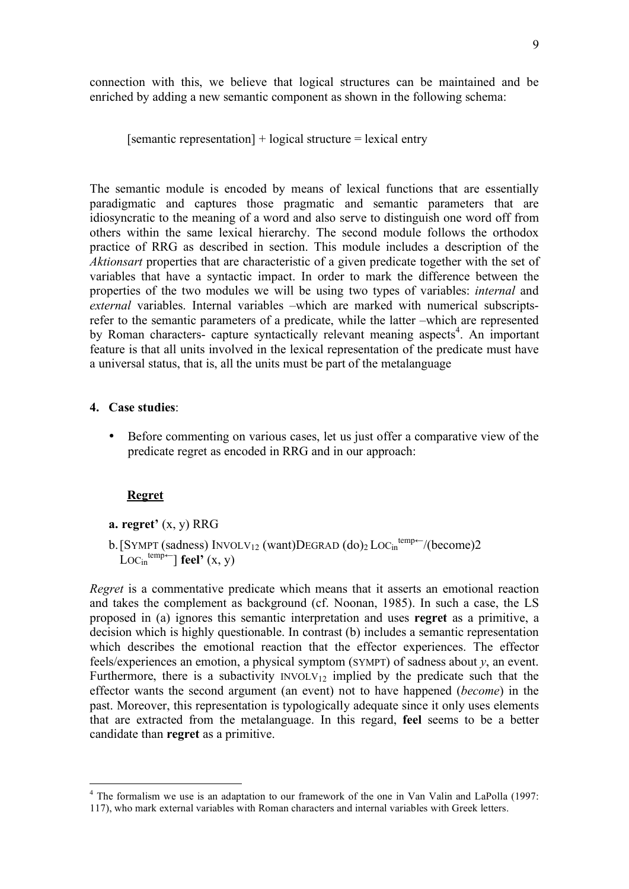connection with this, we believe that logical structures can be maintained and be enriched by adding a new semantic component as shown in the following schema:

[semantic representation] + logical structure = lexical entry

The semantic module is encoded by means of lexical functions that are essentially paradigmatic and captures those pragmatic and semantic parameters that are idiosyncratic to the meaning of a word and also serve to distinguish one word off from others within the same lexical hierarchy. The second module follows the orthodox practice of RRG as described in section. This module includes a description of the *Aktionsart* properties that are characteristic of a given predicate together with the set of variables that have a syntactic impact. In order to mark the difference between the properties of the two modules we will be using two types of variables: *internal* and *external* variables. Internal variables –which are marked with numerical subscripts- refer to the semantic parameters of a predicate, while the latter –which are represented by Roman characters- capture syntactically relevant meaning aspects[4]. An important feature is that all units involved in the lexical representation of the predicate must have a universal status, that is, all the units must be part of the metalanguage

## 4. Case studies:

- Before commenting on various cases, let us just offer a comparative view of the predicate regret as encoded in RRG and in our approach:

**Regret**

**a. regret'** (x, y) RRG

b. [SYMPT (sadness) $\text{INVOLV}_{12}$ (want)DEGRAD $(\text{do})_2$ $\text{LOC}_{\text{in}}^{\text{temp}\leftarrow}$/(become)2 $\text{LOC}_{\text{in}}^{\text{temp}\leftarrow}$] **feel'** (x, y)

*Regret* is a commentative predicate which means that it asserts an emotional reaction and takes the complement as background (cf. Noonan, 1985). In such a case, the LS proposed in (a) ignores this semantic interpretation and uses **regret** as a primitive, a decision which is highly questionable. In contrast (b) includes a semantic representation which describes the emotional reaction that the effector experiences. The effector feels/experiences an emotion, a physical symptom (SYMPT) of sadness about *y*, an event. Furthermore, there is a subactivity $\text{INVOLV}_{12}$ implied by the predicate such that the effector wants the second argument (an event) not to have happened (*become*) in the past. Moreover, this representation is typologically adequate since it only uses elements that are extracted from the metalanguage. In this regard, **feel** seems to be a better candidate than **regret** as a primitive.

[4] The formalism we use is an adaptation to our framework of the one in Van Valin and LaPolla (1997: 117), who mark external variables with Roman characters and internal variables with Greek letters.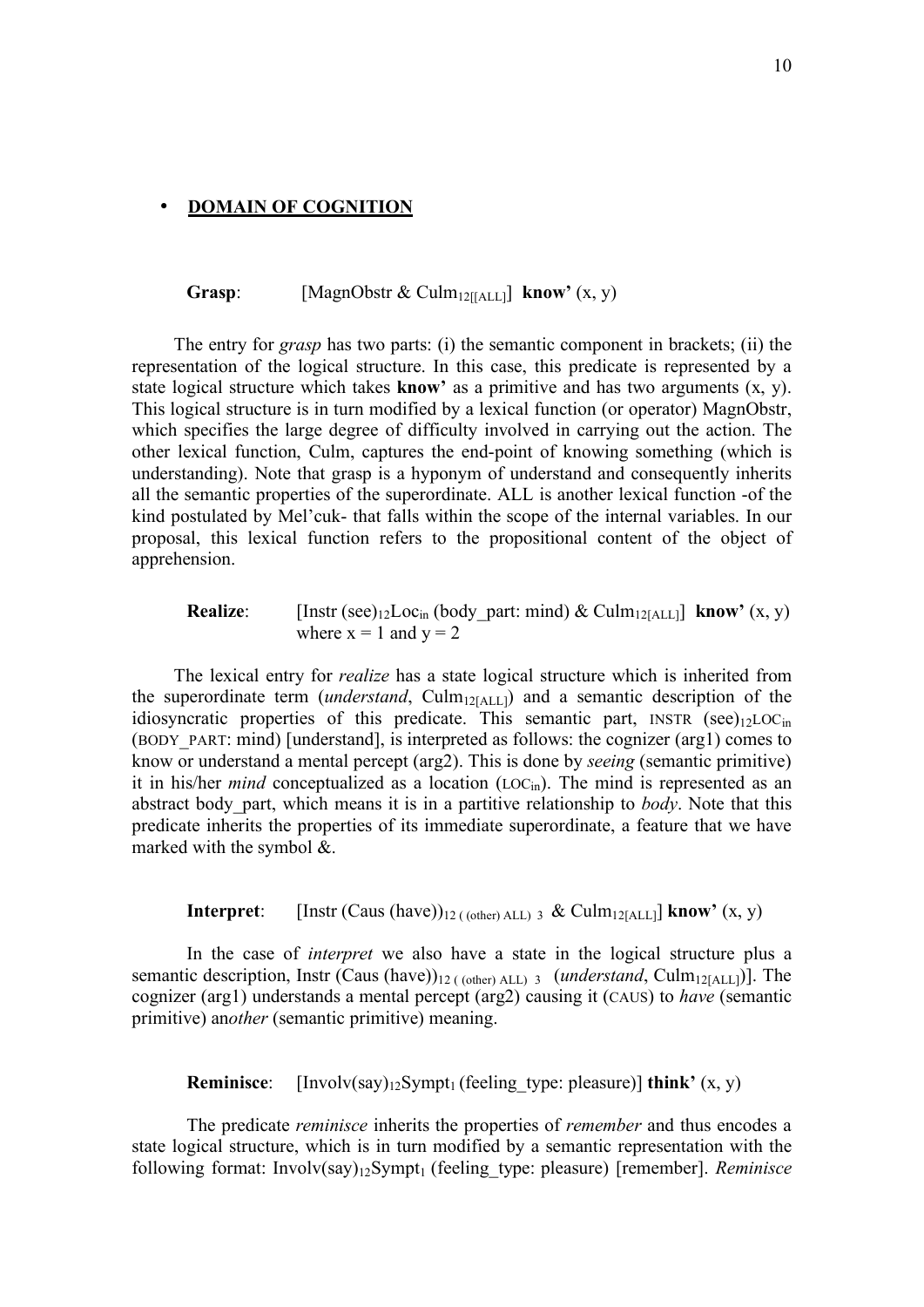- **DOMAIN OF COGNITION**

**Grasp**: [MagnObstr & $\text{Culm}_{12[[\text{ALL}]}$] **know'** (x, y)

The entry for *grasp* has two parts: (i) the semantic component in brackets; (ii) the representation of the logical structure. In this case, this predicate is represented by a state logical structure which takes **know'** as a primitive and has two arguments (x, y). This logical structure is in turn modified by a lexical function (or operator) MagnObstr, which specifies the large degree of difficulty involved in carrying out the action. The other lexical function, Culm, captures the end-point of knowing something (which is understanding). Note that grasp is a hyponym of understand and consequently inherits all the semantic properties of the superordinate. ALL is another lexical function -of the kind postulated by Mel'cuk- that falls within the scope of the internal variables. In our proposal, this lexical function refers to the propositional content of the object of apprehension.

**Realize**: [Instr $(\text{see})_{12}\text{Loc}_{\text{in}}$ (body_part: mind) & $\text{Culm}_{12[\text{ALL}]}$] **know'** (x, y)
where x = 1 and y = 2

The lexical entry for *realize* has a state logical structure which is inherited from the superordinate term (*understand*, $\text{Culm}_{12[\text{ALL}]}$) and a semantic description of the idiosyncratic properties of this predicate. This semantic part, INSTR $(\text{see})_{12}\text{LOC}_{\text{in}}$ (BODY_PART: mind) [understand], is interpreted as follows: the cognizer (arg1) comes to know or understand a mental percept (arg2). This is done by *seeing* (semantic primitive) it in his/her *mind* conceptualized as a location ($\text{LOC}_{\text{in}}$). The mind is represented as an abstract body_part, which means it is in a partitive relationship to *body*. Note that this predicate inherits the properties of its immediate superordinate, a feature that we have marked with the symbol &.

**Interpret**: [Instr $(\text{Caus (have)})_{12\ (\text{(other) ALL})\ 3}$ & $\text{Culm}_{12[\text{ALL}]}$] **know'** (x, y)

In the case of *interpret* we also have a state in the logical structure plus a semantic description, Instr $(\text{Caus (have)})_{12\ (\text{(other) ALL})\ 3}$ (*understand*, $\text{Culm}_{12[\text{ALL}]}$)]. The cognizer (arg1) understands a mental percept (arg2) causing it (CAUS) to *have* (semantic primitive) an*other* (semantic primitive) meaning.

**Reminisce**: [$\text{Involv(say)}_{12}\text{Sympt}_1$ (feeling_type: pleasure)] **think'** (x, y)

The predicate *reminisce* inherits the properties of *remember* and thus encodes a state logical structure, which is in turn modified by a semantic representation with the following format: $\text{Involv(say)}_{12}\text{Sympt}_1$ (feeling_type: pleasure) [remember]. *Reminisce*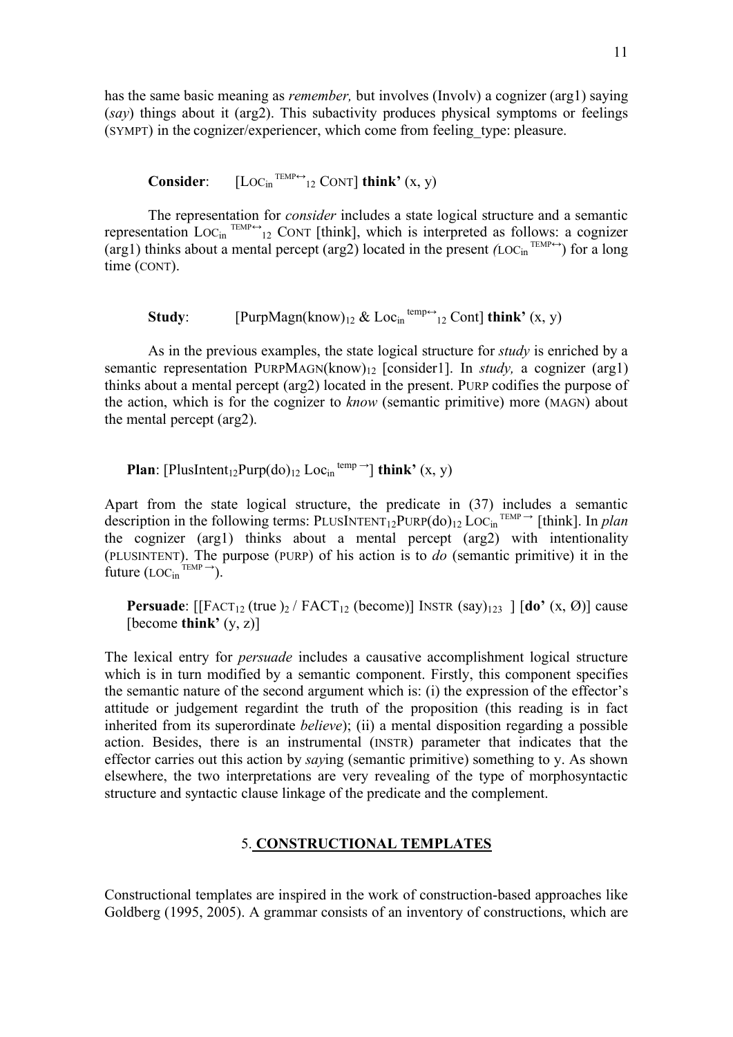has the same basic meaning as *remember,* but involves (Involv) a cognizer (arg1) saying (*say*) things about it (arg2). This subactivity produces physical symptoms or feelings (SYMPT) in the cognizer/experiencer, which come from feeling_type: pleasure.

**Consider**: $[\text{LOC}_{in}{}^{\text{TEMP}\leftrightarrow}{}_{12}\ \text{CONT}]$ **think'** (x, y)

The representation for *consider* includes a state logical structure and a semantic representation $\text{LOC}_{in}{}^{\text{TEMP}\leftrightarrow}{}_{12}$ CONT [think], which is interpreted as follows: a cognizer (arg1) thinks about a mental percept (arg2) located in the present *(*$\text{LOC}_{in}{}^{\text{TEMP}\leftrightarrow}$) for a long time (CONT).

**Study**: $[\text{PurpMagn(know)}_{12}\ \&\ \text{Loc}_{in}{}^{\text{temp}\leftrightarrow}{}_{12}\ \text{Cont}]$ **think'** (x, y)

As in the previous examples, the state logical structure for *study* is enriched by a semantic representation $\text{PURPMAGN(know)}_{12}$ [consider1]. In *study,* a cognizer (arg1) thinks about a mental percept (arg2) located in the present. PURP codifies the purpose of the action, which is for the cognizer to *know* (semantic primitive) more (MAGN) about the mental percept (arg2).

**Plan**: $[\text{PlusIntent}_{12}\text{Purp(do)}_{12}\ \text{Loc}_{in}{}^{\text{temp}\rightarrow}]$ **think'** (x, y)

Apart from the state logical structure, the predicate in (37) includes a semantic description in the following terms: $\text{PLUSINTENT}_{12}\text{PURP(do)}_{12}\ \text{LOC}_{in}{}^{\text{TEMP}\rightarrow}$ [think]. In *plan* the cognizer (arg1) thinks about a mental percept (arg2) with intentionality (PLUSINTENT). The purpose (PURP) of his action is to *do* (semantic primitive) it in the future ($\text{LOC}_{in}{}^{\text{TEMP}\rightarrow}$).

**Persuade**: $[[\text{FACT}_{12}\ (\text{true})_2\ /\ \text{FACT}_{12}\ (\text{become})]\ \text{INSTR}\ (\text{say})_{123}\ ]$ [**do'** (x, Ø)] cause [become **think'** (y, z)]

The lexical entry for *persuade* includes a causative accomplishment logical structure which is in turn modified by a semantic component. Firstly, this component specifies the semantic nature of the second argument which is: (i) the expression of the effector's attitude or judgement regardint the truth of the proposition (this reading is in fact inherited from its superordinate *believe*); (ii) a mental disposition regarding a possible action. Besides, there is an instrumental (INSTR) parameter that indicates that the effector carries out this action by *say*ing (semantic primitive) something to y. As shown elsewhere, the two interpretations are very revealing of the type of morphosyntactic structure and syntactic clause linkage of the predicate and the complement.

## 5. CONSTRUCTIONAL TEMPLATES

Constructional templates are inspired in the work of construction-based approaches like Goldberg (1995, 2005). A grammar consists of an inventory of constructions, which are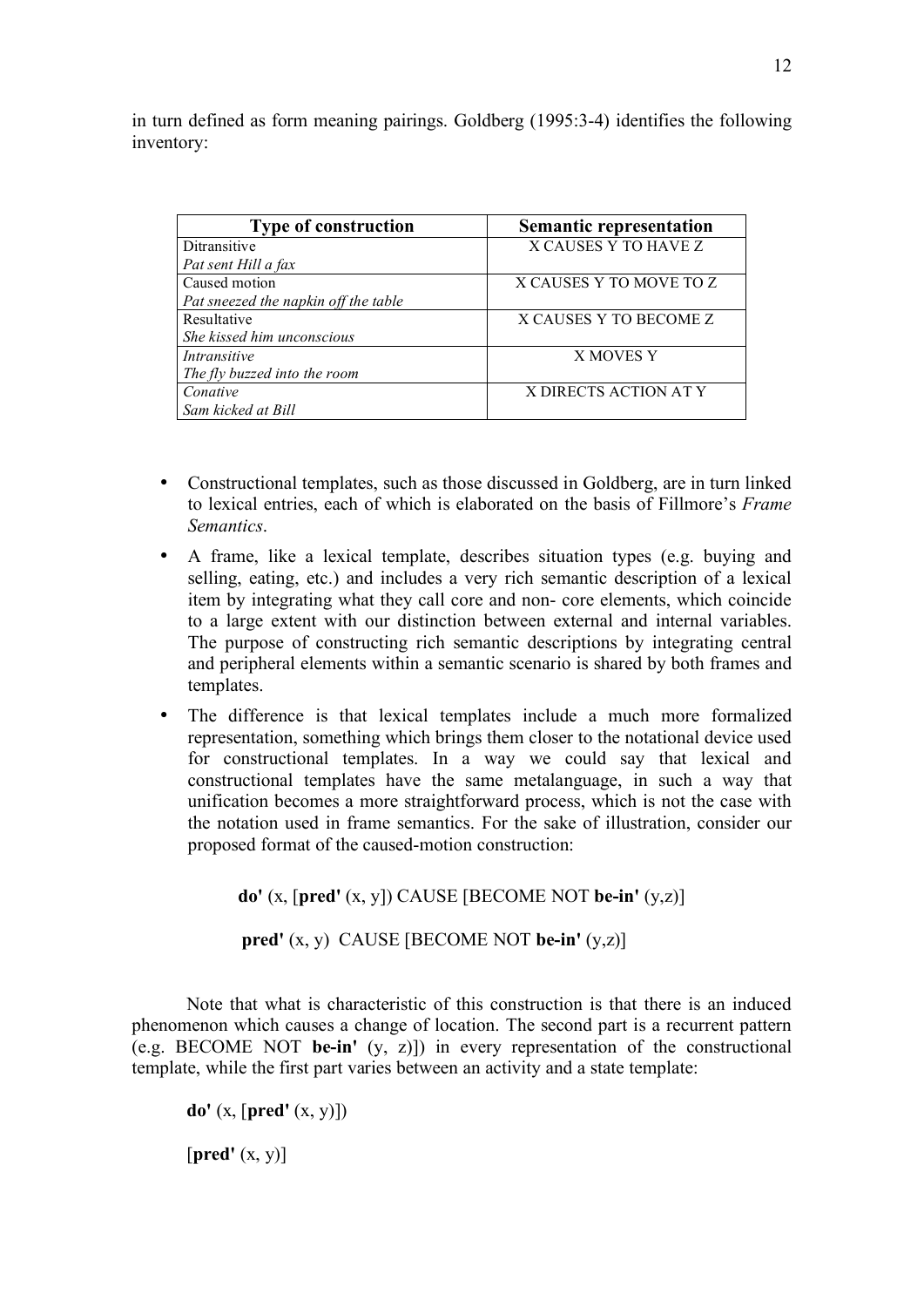in turn defined as form meaning pairings. Goldberg (1995:3-4) identifies the following inventory:

| Type of construction | Semantic representation |
|---|---|
| Ditransitive<br>*Pat sent Hill a fax* | X CAUSES Y TO HAVE Z |
| Caused motion<br>*Pat sneezed the napkin off the table* | X CAUSES Y TO MOVE TO Z |
| Resultative<br>*She kissed him unconscious* | X CAUSES Y TO BECOME Z |
| *Intransitive*<br>*The fly buzzed into the room* | X MOVES Y |
| *Conative*<br>*Sam kicked at Bill* | X DIRECTS ACTION AT Y |

- Constructional templates, such as those discussed in Goldberg, are in turn linked to lexical entries, each of which is elaborated on the basis of Fillmore's *Frame Semantics*.
- A frame, like a lexical template, describes situation types (e.g. buying and selling, eating, etc.) and includes a very rich semantic description of a lexical item by integrating what they call core and non- core elements, which coincide to a large extent with our distinction between external and internal variables. The purpose of constructing rich semantic descriptions by integrating central and peripheral elements within a semantic scenario is shared by both frames and templates.
- The difference is that lexical templates include a much more formalized representation, something which brings them closer to the notational device used for constructional templates. In a way we could say that lexical and constructional templates have the same metalanguage, in such a way that unification becomes a more straightforward process, which is not the case with the notation used in frame semantics. For the sake of illustration, consider our proposed format of the caused-motion construction:

  **do'** (x, [**pred'** (x, y]) CAUSE [BECOME NOT **be-in'** (y,z)]

  **pred'** (x, y) CAUSE [BECOME NOT **be-in'** (y,z)]

Note that what is characteristic of this construction is that there is an induced phenomenon which causes a change of location. The second part is a recurrent pattern (e.g. BECOME NOT **be-in'** (y, z)]) in every representation of the constructional template, while the first part varies between an activity and a state template:

**do'** (x, [**pred'** (x, y)])

[**pred'** (x, y)]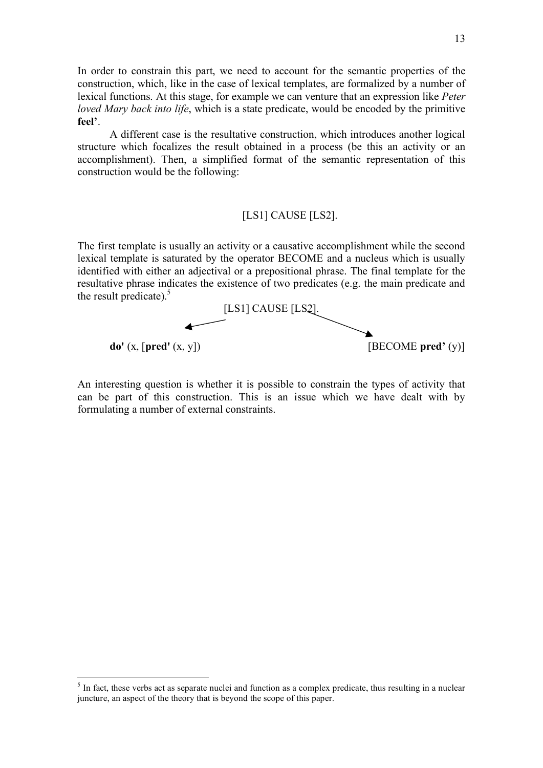In order to constrain this part, we need to account for the semantic properties of the construction, which, like in the case of lexical templates, are formalized by a number of lexical functions. At this stage, for example we can venture that an expression like *Peter loved Mary back into life*, which is a state predicate, would be encoded by the primitive **feel'**.

A different case is the resultative construction, which introduces another logical structure which focalizes the result obtained in a process (be this an activity or an accomplishment). Then, a simplified format of the semantic representation of this construction would be the following:

[LS1] CAUSE [LS2].

The first template is usually an activity or a causative accomplishment while the second lexical template is saturated by the operator BECOME and a nucleus which is usually identified with either an adjectival or a prepositional phrase. The final template for the resultative phrase indicates the existence of two predicates (e.g. the main predicate and the result predicate).[5]

[LS1] CAUSE [LS2].

↙ ↘

**do'** (x, [**pred'** (x, y]) [BECOME **pred'** (y)]

An interesting question is whether it is possible to constrain the types of activity that can be part of this construction. This is an issue which we have dealt with by formulating a number of external constraints.

---

[5] In fact, these verbs act as separate nuclei and function as a complex predicate, thus resulting in a nuclear juncture, an aspect of the theory that is beyond the scope of this paper.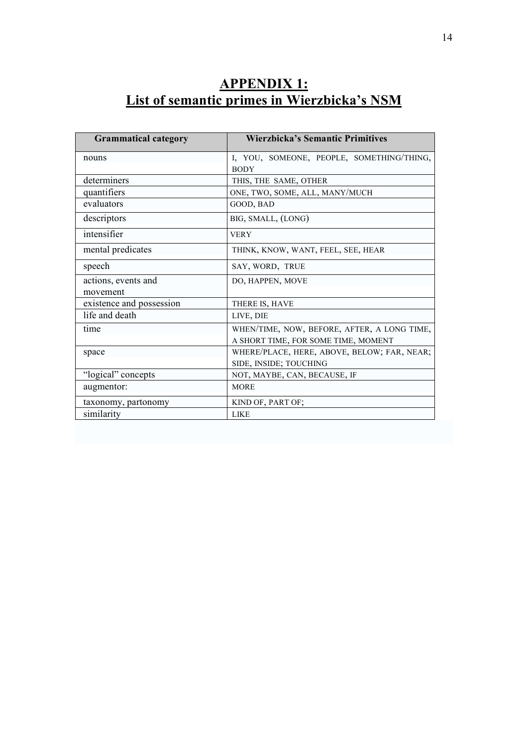# APPENDIX 1:
# List of semantic primes in Wierzbicka's NSM

| Grammatical category | Wierzbicka's Semantic Primitives |
|---|---|
| nouns | I, YOU, SOMEONE, PEOPLE, SOMETHING/THING, BODY |
| determiners | THIS, THE SAME, OTHER |
| quantifiers | ONE, TWO, SOME, ALL, MANY/MUCH |
| evaluators | GOOD, BAD |
| descriptors | BIG, SMALL, (LONG) |
| intensifier | VERY |
| mental predicates | THINK, KNOW, WANT, FEEL, SEE, HEAR |
| speech | SAY, WORD, TRUE |
| actions, events and movement | DO, HAPPEN, MOVE |
| existence and possession | THERE IS, HAVE |
| life and death | LIVE, DIE |
| time | WHEN/TIME, NOW, BEFORE, AFTER, A LONG TIME, A SHORT TIME, FOR SOME TIME, MOMENT |
| space | WHERE/PLACE, HERE, ABOVE, BELOW; FAR, NEAR; SIDE, INSIDE; TOUCHING |
| "logical" concepts | NOT, MAYBE, CAN, BECAUSE, IF |
| augmentor: | MORE |
| taxonomy, partonomy | KIND OF, PART OF; |
| similarity | LIKE |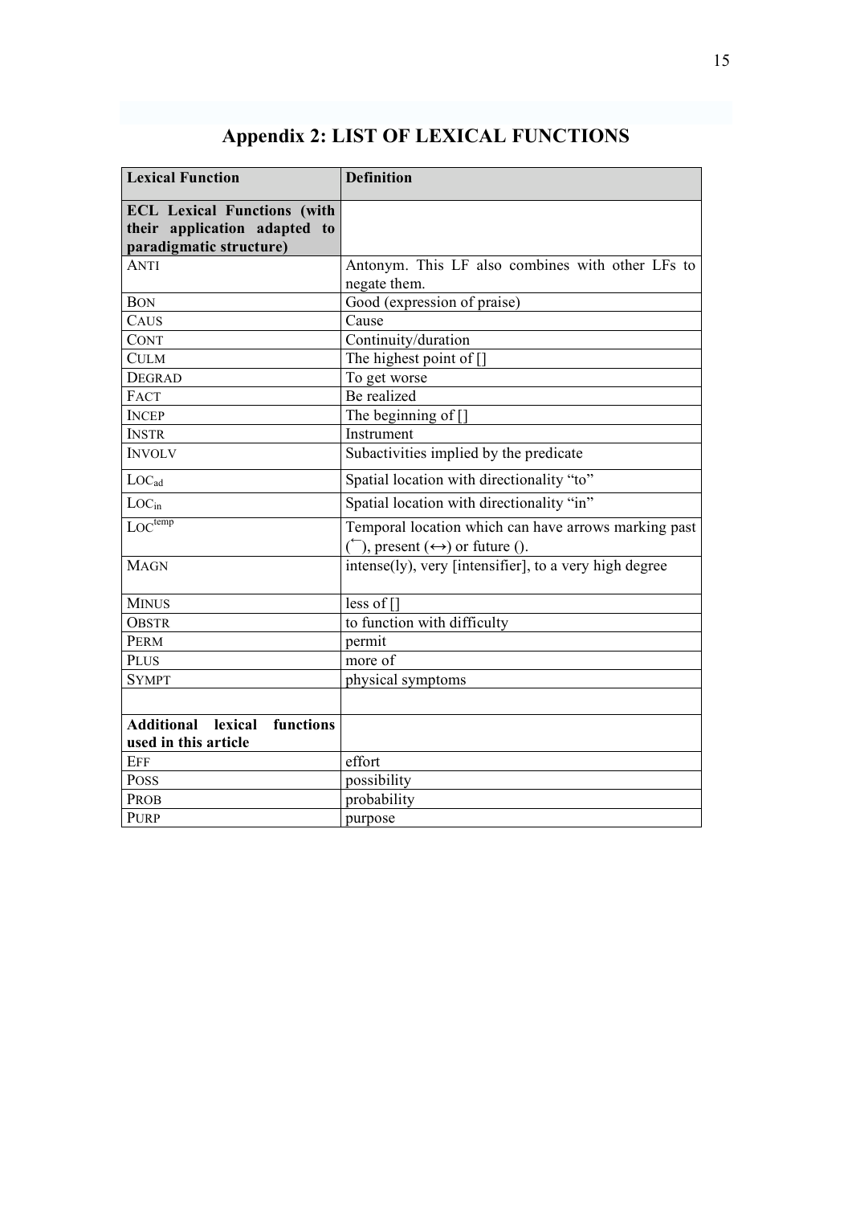# Appendix 2: LIST OF LEXICAL FUNCTIONS

| Lexical Function | Definition |
|---|---|
| **ECL Lexical Functions (with their application adapted to paradigmatic structure)** | |
| ANTI | Antonym. This LF also combines with other LFs to negate them. |
| BON | Good (expression of praise) |
| CAUS | Cause |
| CONT | Continuity/duration |
| CULM | The highest point of [] |
| DEGRAD | To get worse |
| FACT | Be realized |
| INCEP | The beginning of [] |
| INSTR | Instrument |
| INVOLV | Subactivities implied by the predicate |
| $\text{LOC}_{ad}$ | Spatial location with directionality "to" |
| $\text{LOC}_{in}$ | Spatial location with directionality "in" |
| $\text{LOC}^{temp}$ | Temporal location which can have arrows marking past ($\overleftarrow{}$), present ($\leftrightarrow$) or future (). |
| MAGN | intense(ly), very [intensifier], to a very high degree |
| MINUS | less of [] |
| OBSTR | to function with difficulty |
| PERM | permit |
| PLUS | more of |
| SYMPT | physical symptoms |
| | |
| **Additional lexical functions used in this article** | |
| EFF | effort |
| POSS | possibility |
| PROB | probability |
| PURP | purpose |